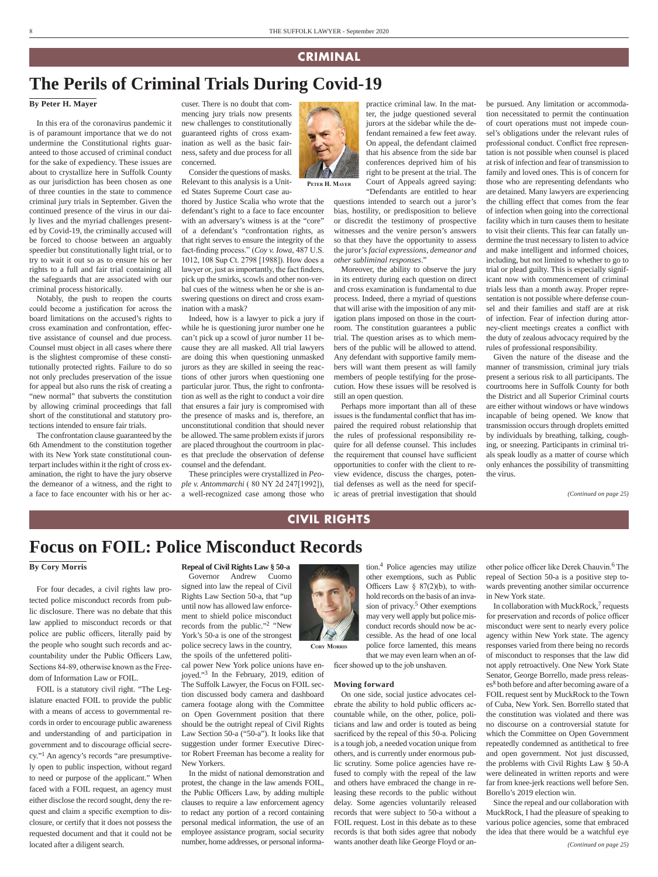## CRIMINAL

# The Perils of Criminal Trials During Covid-19

**By Peter H. Mayer**

In this era of the coronavirus pandemic it is of paramount importance that we do not undermine the Constitutional rights guaranteed to those accused of criminal conduct for the sake of expediency. These issues are about to crystallize here in Suffolk County as our jurisdiction has been chosen as one of three counties in the state to commence criminal jury trials in September. Given the continued presence of the virus in our daily lives and the myriad challenges presented by Covid-19, the criminally accused will be forced to choose between an arguably speedier but constitutionally light trial, or to try to wait it out so as to ensure his or her rights to a full and fair trial containing all the safeguards that are associated with our criminal process historically.

Notably, the push to reopen the courts could become a justification for across the board limitations on the accused's rights to cross examination and confrontation, effective assistance of counsel and due process. Counsel must object in all cases where there is the slightest compromise of these constitutionally protected rights. Failure to do so not only precludes preservation of the issue for appeal but also runs the risk of creating a "new normal" that subverts the constitution by allowing criminal proceedings that fall short of the constitutional and statutory protections intended to ensure fair trials.

The confrontation clause guaranteed by the 6th Amendment to the constitution together with its New York state constitutional counterpart includes within it the right of cross examination, the right to have the jury observe the demeanor of a witness, and the right to a face to face encounter with his or her accuser. There is no doubt that commencing jury trials now presents new challenges to constitutionally guaranteed rights of cross examination as well as the basic fairness, safety and due process for all concerned.

Consider the questions of masks. Relevant to this analysis is a United States Supreme Court case authored by Justice Scalia who wrote that the defendant's right to a face to face encounter with an adversary's witness is at the "core" of a defendant's "confrontation rights, as that right serves to ensure the integrity of the fact-finding process." (*Coy v. Iowa*, 487 U.S. 1012, 108 Sup Ct. 2798 [1988]). How does a lawyer or, just as importantly, the fact finders, pick up the smirks, scowls and other non-verbal cues of the witness when he or she is answering questions on direct and cross examination with a mask?

Indeed, how is a lawyer to pick a jury if while he is questioning juror number one he can't pick up a scowl of juror number 11 because they are all masked. All trial lawyers are doing this when questioning unmasked jurors as they are skilled in seeing the reactions of other jurors when questioning one particular juror. Thus, the right to confrontation as well as the right to conduct a voir dire that ensures a fair jury is compromised with the presence of masks and is, therefore, an unconstitutional condition that should never be allowed. The same problem exists if jurors are placed throughout the courtroom in places that preclude the observation of defense counsel and the defendant.

These principles were crystallized in *People v. Antommarchi* ( 80 NY 2d 247[1992]), a well-recognized case among those who practice criminal law. In the matter, the judge questioned several jurors at the sidebar while the defendant remained a few feet away. On appeal, the defendant claimed that his absence from the side bar conferences deprived him of his right to be present at the trial. The Court of Appeals agreed saying: "Defendants are entitled to hear questions intended to search out a juror's bias, hostility, or predisposition to believe or discredit the testimony of prospective witnesses and the venire person's answers so that they have the opportunity to assess the juror's *facial expressions, demeanor and other subliminal responses*."

PETER H. MAYER

Moreover, the ability to observe the jury in its entirety during each question on direct and cross examination is fundamental to due process. Indeed, there a myriad of questions that will arise with the imposition of any mitigation plans imposed on those in the courtroom. The constitution guarantees a public trial. The question arises as to which members of the public will be allowed to attend. Any defendant with supportive family members will want them present as will family members of people testifying for the prosecution. How these issues will be resolved is still an open question.

Perhaps more important than all of these issues is the fundamental conflict that has impaired the required robust relationship that the rules of professional responsibility require for all defense counsel. This includes the requirement that counsel have sufficient opportunities to confer with the client to review evidence, discuss the charges, potential defenses as well as the need for specific areas of pretrial investigation that should be pursued. Any limitation or accommodation necessitated to permit the continuation of court operations must not impede counsel's obligations under the relevant rules of professional conduct. Conflict free representation is not possible when counsel is placed at risk of infection and fear of transmission to family and loved ones. This is of concern for those who are representing defendants who are detained. Many lawyers are experiencing the chilling effect that comes from the fear of infection when going into the correctional facility which in turn causes them to hesitate to visit their clients. This fear can fatally undermine the trust necessary to listen to advice and make intelligent and informed choices, including, but not limited to whether to go to trial or plead guilty. This is especially significant now with commencement of criminal trials less than a month away. Proper representation is not possible where defense counsel and their families and staff are at risk of infection. Fear of infection during attorney-client meetings creates a conflict with the duty of zealous advocacy required by the rules of professional responsibility.

Given the nature of the disease and the manner of transmission, criminal jury trials present a serious risk to all participants. The courtrooms here in Suffolk County for both the District and all Superior Criminal courts are either without windows or have windows incapable of being opened. We know that transmission occurs through droplets emitted by individuals by breathing, talking, coughing, or sneezing. Participants in criminal trials speak loudly as a matter of course which only enhances the possibility of transmitting the virus.

*(Continued on page 25)*

## CIVIL RIGHTS

# Focus on FOIL: Police Misconduct Records

**By Cory Morris**

For four decades, a civil rights law protected police misconduct records from public disclosure. There was no debate that this law applied to misconduct records or that police are public officers, literally paid by the people who sought such records and accountability under the Public Officers Law, Sections 84-89, otherwise known as the Freedom of Information Law or FOIL.

FOIL is a statutory civil right. "The Legislature enacted FOIL to provide the public with a means of access to governmental records in order to encourage public awareness and understanding of and participation in government and to discourage official secrecy."[1] An agency's records "are presumptively open to public inspection, without regard to need or purpose of the applicant." When faced with a FOIL request, an agency must either disclose the record sought, deny the request and claim a specific exemption to disclosure, or certify that it does not possess the requested document and that it could not be located after a diligent search.

**Repeal of Civil Rights Law § 50-a**

Governor Andrew Cuomo signed into law the repeal of Civil Rights Law Section 50-a, that "up until now has allowed law enforcement to shield police misconduct records from the public."[2] "New York's 50-a is one of the strongest police secrecy laws in the country, the spoils of the unfettered political power New York police unions have enjoyed."[3] In the February, 2019, edition of The Suffolk Lawyer, the Focus on FOIL section discussed body camera and dashboard camera footage along with the Committee on Open Government position that there should be the outright repeal of Civil Rights Law Section 50-a ("50-a"). It looks like that suggestion under former Executive Director Robert Freeman has become a reality for New Yorkers.

In the midst of national demonstration and protest, the change in the law amends FOIL, the Public Officers Law, by adding multiple clauses to require a law enforcement agency to redact any portion of a record containing personal medical information, the use of an employee assistance program, social security number, home addresses, or personal information.[4] Police agencies may utilize other exemptions, such as Public Officers Law § 87(2)(b), to withhold records on the basis of an invasion of privacy.[5] Other exemptions may very well apply but police misconduct records should now be accessible. As the head of one local police force lamented, this means that we may even learn when an officer showed up to the job unshaven.

CORY MORRIS

**Moving forward**

On one side, social justice advocates celebrate the ability to hold public officers accountable while, on the other, police, politicians and law and order is touted as being sacrificed by the repeal of this 50-a. Policing is a tough job, a needed vocation unique from others, and is currently under enormous public scrutiny. Some police agencies have refused to comply with the repeal of the law and others have embraced the change in releasing these records to the public without delay. Some agencies voluntarily released records that were subject to 50-a without a FOIL request. Lost in this debate as to these records is that both sides agree that nobody wants another death like George Floyd or another police officer like Derek Chauvin.[6] The repeal of Section 50-a is a positive step towards preventing another similar occurrence in New York state.

In collaboration with MuckRock,[7] requests for preservation and records of police officer misconduct were sent to nearly every police agency within New York state. The agency responses varied from there being no records of misconduct to responses that the law did not apply retroactively. One New York State Senator, George Borrello, made press releases[8] both before and after becoming aware of a FOIL request sent by MuckRock to the Town of Cuba, New York. Sen. Borrello stated that the constitution was violated and there was no discourse on a controversial statute for which the Committee on Open Government repeatedly condemned as antithetical to free and open government. Not just discussed, the problems with Civil Rights Law § 50-A were delineated in written reports and were far from knee-jerk reactions well before Sen. Borello's 2019 election win.

Since the repeal and our collaboration with MuckRock, I had the pleasure of speaking to various police agencies, some that embraced the idea that there would be a watchful eye

*(Continued on page 25)*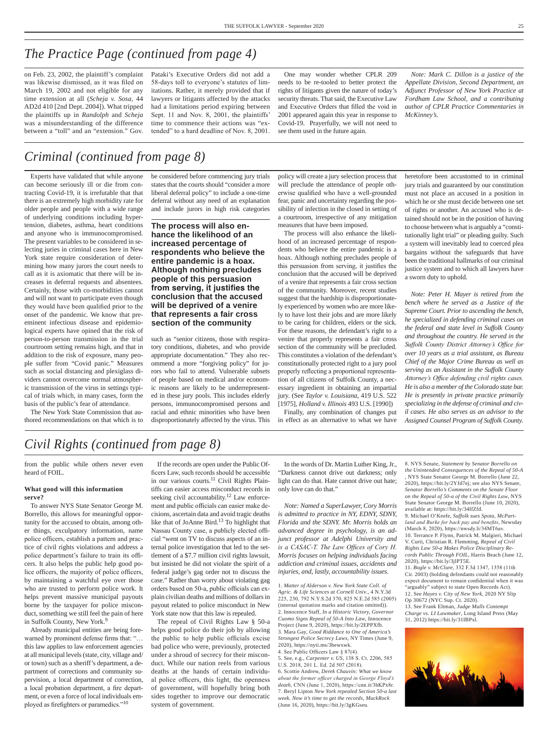# The Practice Page (continued from page 4)

on Feb. 23, 2002, the plaintiff's complaint was likewise dismissed, as it was filed on March 19, 2002 and not eligible for any time extension at all (*Scheja v. Sosa*, 44 AD2d 410 [2nd Dept. 2004]). What tripped the plaintiffs up in *Randolph* and *Scheja* was a misunderstanding of the difference between a "toll" and an "extension." Gov. Pataki's Executive Orders did not add a 58-days toll to everyone's statutes of limitations. Rather, it merely provided that if lawyers or litigants affected by the attacks had a limitations period expiring between Sept. 11 and Nov. 8, 2001, the plaintiffs' time to commence their actions was "extended" to a hard deadline of Nov. 8, 2001.

One may wonder whether CPLR 209 needs to be re-tooled to better protect the rights of litigants given the nature of today's security threats. That said, the Executive Law and Executive Orders that filled the void in 2001 appeared again this year in response to Covid-19. Prayerfully, we will not need to see them used in the future again.

*Note: Mark C. Dillon is a justice of the Appellate Division, Second Department, an Adjunct Professor of New York Practice at Fordham Law School, and a contributing author of CPLR Practice Commentaries in McKinney's.*

# Criminal (continued from page 8)

Experts have validated that while anyone can become seriously ill or die from contracting Covid-19, it is irrefutable that that there is an extremely high morbidity rate for older people and people with a wide range of underlying conditions including hypertension, diabetes, asthma, heart conditions and anyone who is immunocompromised. The present variables to be considered in selecting juries in criminal cases here in New York state require consideration of determining how many jurors the court needs to call as it is axiomatic that there will be increases in deferral requests and absentees. Certainly, those with co-morbidities cannot and will not want to participate even though they would have been qualified prior to the onset of the pandemic. We know that preeminent infectious disease and epidemiological experts have opined that the risk of person-to-person transmission in the trial courtroom setting remains high, and that in addition to the risk of exposure, many people suffer from "Covid panic." Measures such as social distancing and plexiglass dividers cannot overcome normal atmospheric transmission of the virus in settings typical of trials which, in many cases, form the basis of the public's fear of attendance.

The New York State Commission that authored recommendations on that which is to be considered before commencing jury trials states that the courts should "consider a more liberal deferral policy" to include a one-time deferral without any need of an explanation and include jurors in high risk categories such as "senior citizens, those with respiratory conditions, diabetes, and who provide appropriate documentation." They also recommend a more "forgiving policy" for jurors who fail to attend. Vulnerable subsets of people based on medical and/or economic reasons are likely to be underrepresented in these jury pools. This includes elderly persons, immunocompromised persons and racial and ethnic minorities who have been disproportionately affected by the virus. This policy will create a jury selection process that will preclude the attendance of people otherwise qualified who have a well-grounded fear, panic and uncertainty regarding the possibility of infection in the closed in setting of a courtroom, irrespective of any mitigation measures that have been imposed.

**The process will also enhance the likelihood of an increased percentage of respondents who believe the entire pandemic is a hoax. Although nothing precludes people of this persuasion from serving, it justifies the conclusion that the accused will be deprived of a venire that represents a fair cross section of the community**

The process will also enhance the likelihood of an increased percentage of respondents who believe the entire pandemic is a hoax. Although nothing precludes people of this persuasion from serving, it justifies the conclusion that the accused will be deprived of a venire that represents a fair cross section of the community. Moreover, recent studies suggest that the hardship is disproportionately experienced by women who are more likely to have lost their jobs and are more likely to be caring for children, elders or the sick. For these reasons, the defendant's right to a venire that properly represents a fair cross section of the community will be precluded. This constitutes a violation of the defendant's constitutionally protected right to a jury pool properly reflecting a proportional representation of all citizens of Suffolk County, a necessary ingredient in obtaining an impartial jury. (See *Taylor v. Louisiana*, 419 U.S. 522 [1975], *Holland v. Illinois* 493 U.S. [1990])

Finally, any combination of changes put in effect as an alternative to what we have heretofore been accustomed to in criminal jury trials and guaranteed by our constitution must not place an accused in a position in which he or she must decide between one set of rights or another. An accused who is detained should not be in the position of having to choose between what is arguably a "constitutionally light trial" or pleading guilty. Such a system will inevitably lead to coerced plea bargains without the safeguards that have been the traditional hallmarks of our criminal justice system and to which all lawyers have a sworn duty to uphold.

*Note: Peter H. Mayer is retired from the bench where he served as a Justice of the Supreme Court. Prior to ascending the bench, he specialized in defending criminal cases on the federal and state level in Suffolk County and throughout the country. He served in the Suffolk County District Attorney's Office for over 10 years as a trial assistant, as Bureau Chief of the Major Crime Bureau as well as serving as an Assistant in the Suffolk County Attorney's Office defending civil rights cases. He is also a member of the Colorado state bar. He is presently in private practice primarily specializing in the defense of criminal and civil cases. He also serves as an advisor to the Assigned Counsel Program of Suffolk County.*

# Civil Rights (continued from page 8)

from the public while others never even heard of FOIL.

**What good will this information serve?**

To answer NYS State Senator George M. Borrello, this allows for meaningful opportunity for the accused to obtain, among other things, exculpatory information, name police officers, establish a pattern and practice of civil rights violations and address a police department's failure to train its officers. It also helps the public help good police officers, the majority of police officers, by maintaining a watchful eye over those who are trusted to perform police work. It helps prevent massive municipal payouts borne by the taxpayer for police misconduct, something we still feel the pain of here in Suffolk County, New York.[9]

Already municipal entities are being forewarned by prominent defense firms that: "… this law applies to law enforcement agencies at all municipal levels (state, city, village and/or town) such as a sheriff's department, a department of corrections and community supervision, a local department of correction, a local probation department, a fire department, or even a force of local individuals employed as firefighters or paramedics."[10]

If the records are open under the Public Officers Law, such records should be accessible in our various courts.[11] Civil Rights Plaintiffs can easier access misconduct records in seeking civil accountability.[12] Law enforcement and public officials can easier make decisions, ascertain data and avoid tragic deaths like that of JoAnne Bird.[13] To highlight that Nassau County case, a publicly elected official "went on TV to discuss aspects of an internal police investigation that led to the settlement of a $7.7 million civil rights lawsuit, but insisted he did not violate the spirit of a federal judge's gag order not to discuss the case." Rather than worry about violating gag orders based on 50-a, public officials can explain civilian deaths and millions of dollars in payout related to police misconduct in New York state now that this law is repealed.

The repeal of Civil Rights Law § 50-a helps good police do their job by allowing the public to help public officials excise bad police who were, previously, protected under a shroud of secrecy for their misconduct. While our nation reels from various deaths at the hands of certain individual police officers, this light, the openness of government, will hopefully bring both sides together to improve our democratic system of government.

In the words of Dr. Martin Luther King, Jr., "Darkness cannot drive out darkness; only light can do that. Hate cannot drive out hate; only love can do that."

*Note: Named a SuperLawyer, Cory Morris is admitted to practice in NY, EDNY, SDNY, Florida and the SDNY. Mr. Morris holds an advanced degree in psychology, is an adjunct professor at Adelphi University and is a CASAC-T. The Law Offices of Cory H. Morris focuses on helping individuals facing addiction and criminal issues, accidents and injuries, and, lastly, accountability issues.*

1. *Matter of Alderson v. New York State Coll. of Agric. & Life Sciences at Cornell Univ*., 4 N.Y.3d 225, 230, 792 N.Y.S.2d 370, 825 N.E.2d 585 (2005) (internal quotation marks and citation omitted)).
2. Innocence Staff, *In a Historic Victory, Governor Cuomo Signs Repeal of 50-A Into Law*, Innocence Project (June 9, 2020), https://bit.ly/2EPPXfb.
3. Mara Gay, *Good Riddance to One of America's Strongest Police Secrecy Laws*, NY Times (June 9, 2020), https://nyti.ms/3bewxwk.
4. See Public Officers Law § 87(4).
5. See, e.g., *Carpenter v. US*, 138 S. Ct. 2206, 585 U.S. 2018, 201 L. Ed. 2d 507 (2018).
6. Scottie Andrew, *Derek Chauvin: What we know about the former officer charged in George Floyd's death*, CNN (June 1, 2020), https://cnn.it/3hKPx8r.
7. Beryl Lipton *New York repealed Section 50-a last week. Now it's time to get the records, MuckRock* (June 16, 2020), https://bit.ly/3gKGseu.
8. NYS Senate, *Statement by Senator Borrello on the Unintended Consequences of the Repeal of 50-A*, NYS State Senator George M. Borrello (June 22, 2020), https://bit.ly/2YJd7ej; see also NYS Senate, *Senator Borrello's Comments on the Senate Floor on the Repeal of 50-a of the Civil Rights Law*, NYS State Senator George M. Borrello (June 10, 2020), available at: https://bit.ly/34lfZfd.
9. Michael O'Keefe, *Suffolk sues Spota, McPartland and Burke for back pay and benefits*, Newsday (March 8, 2020), https://nwsdy.li/34MT6av.
10. Terrance P. Flynn, Patrick M. Malgieri, Michael V. Curti, Christian R. Flemming, *Repeal of Civil Rights Law 50-a Makes Police Disciplinary Records Public Through FOIL*, Harris Beach (June 12, 2020), https://bit.ly/3jlPT5E.
11. *Bogle v. McClure*, 332 F.3d 1347, 1358 (11th Cir. 2003) (holding defendants could not reasonably expect document to remain confidential when it was "arguably" subject to state Open Records Act).
12. See *Hayes v. City of New York*, 2020 NY Slip Op 30672 (NYC Sup. Ct. 2020).
13. See Frank Eltman, *Judge Mulls Contempt Charge vs. LI Lawmaker*, Long Island Press (May 31, 2012) https://bit.ly/31lBPxl.